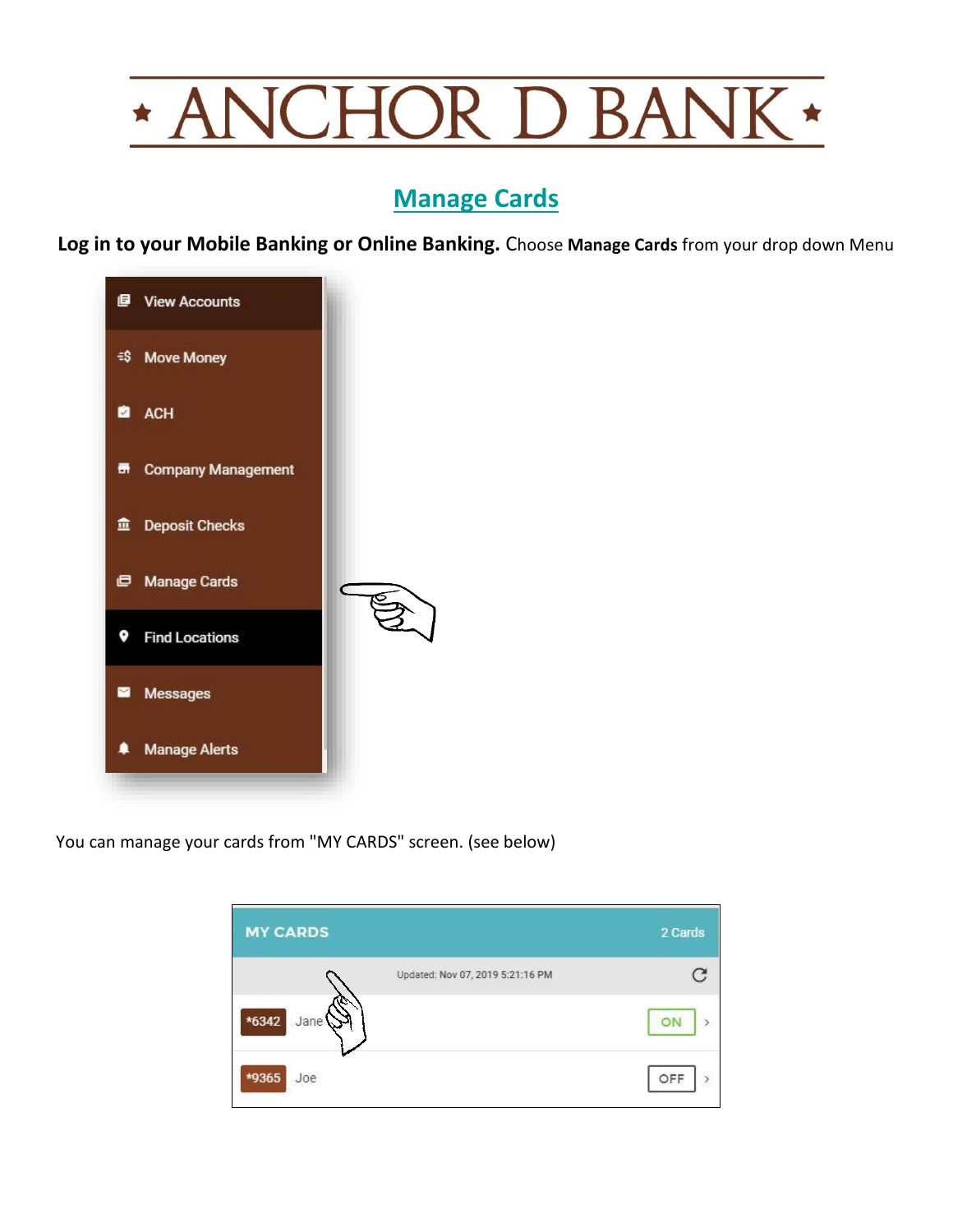# ★ ANCHOR D BANK ★

## Manage Cards

**Log in to your Mobile Banking or Online Banking.** Choose **Manage Cards** from your drop down Menu

- View Accounts
- Move Money
- ACH
- Company Management
- Deposit Checks
- Manage Cards
- Find Locations
- Messages
- Manage Alerts

You can manage your cards from "MY CARDS" screen. (see below)

| MY CARDS | | 2 Cards |
|---|---|---|
| Updated: Nov 07, 2019 5:21:16 PM | | |
| *6342 | Jane | ON |
| *9365 | Joe | OFF |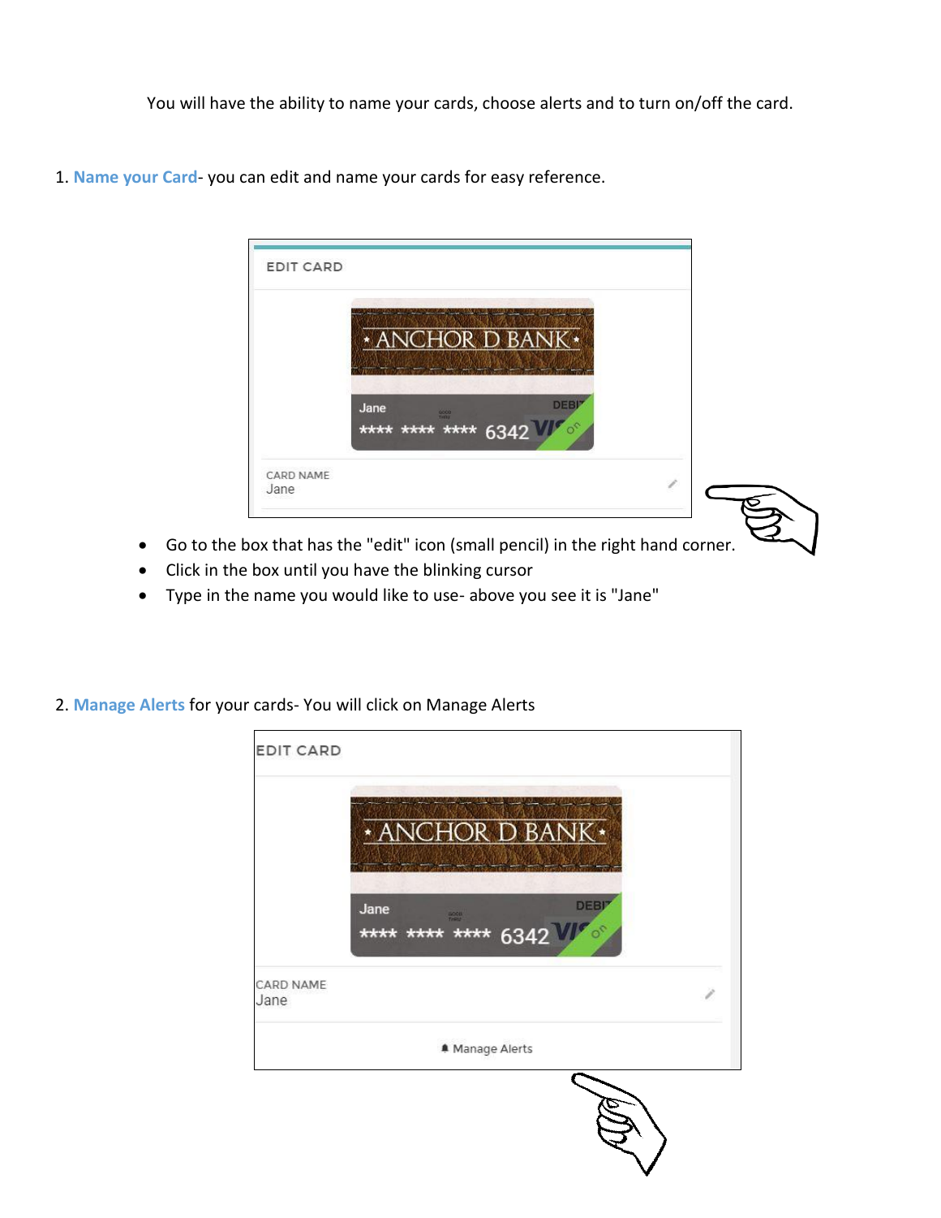You will have the ability to name your cards, choose alerts and to turn on/off the card.

1. **Name your Card**- you can edit and name your cards for easy reference.

- Go to the box that has the "edit" icon (small pencil) in the right hand corner.
- Click in the box until you have the blinking cursor
- Type in the name you would like to use- above you see it is "Jane"

2. **Manage Alerts** for your cards- You will click on Manage Alerts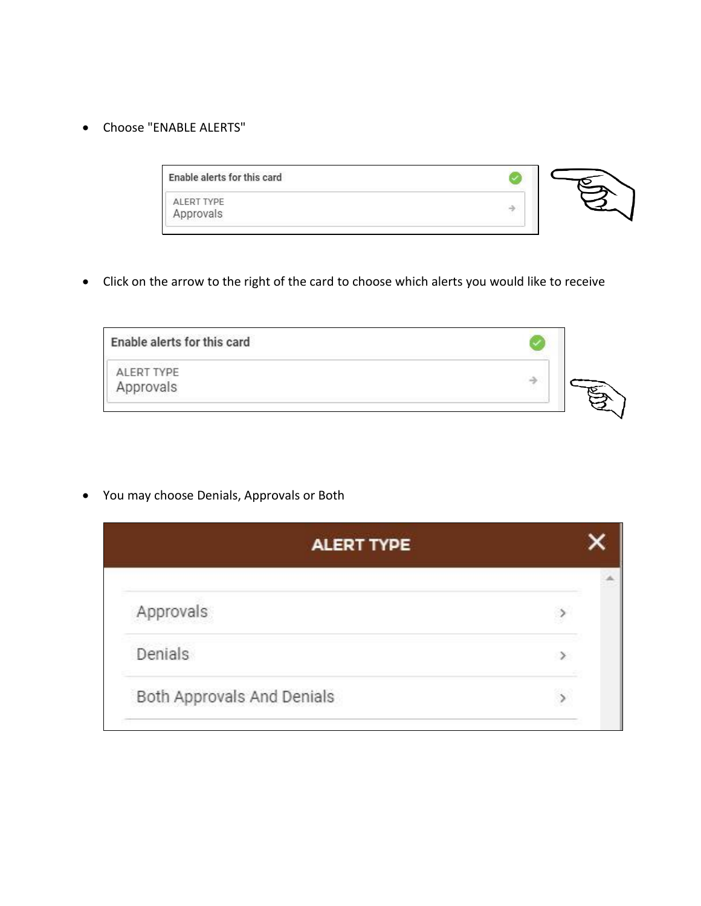- Choose "ENABLE ALERTS"

Enable alerts for this card

ALERT TYPE
Approvals

- Click on the arrow to the right of the card to choose which alerts you would like to receive

Enable alerts for this card

ALERT TYPE
Approvals

- You may choose Denials, Approvals or Both

ALERT TYPE

Approvals

Denials

Both Approvals And Denials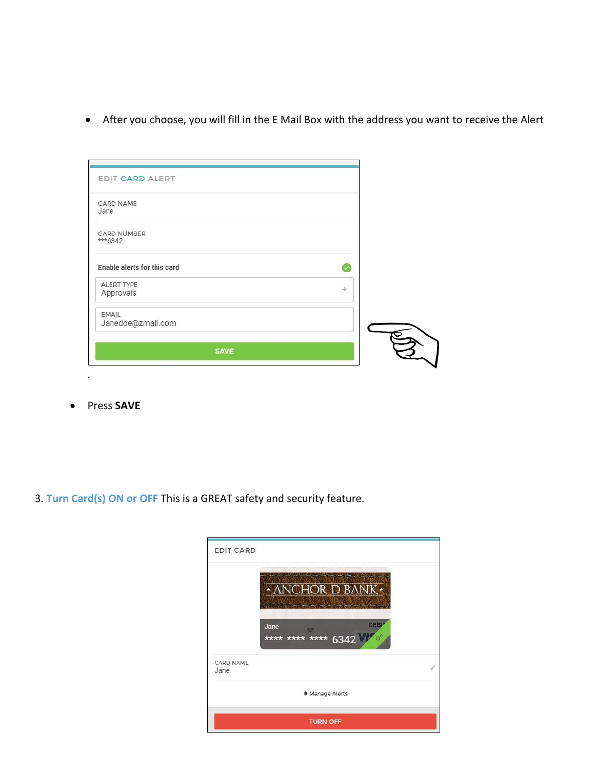- After you choose, you will fill in the E Mail Box with the address you want to receive the Alert

EDIT CARD ALERT

CARD NAME
Jane

CARD NUMBER
***6342

Enable alerts for this card

ALERT TYPE
Approvals

EMAIL
Janedoe@zmail.com

SAVE

.

- Press **SAVE**

3. Turn Card(s) ON or OFF This is a GREAT safety and security feature.

EDIT CARD

ANCHOR D BANK

Jane DEBIT

**** **** **** 6342 On

CARD NAME
Jane

Manage Alerts

TURN OFF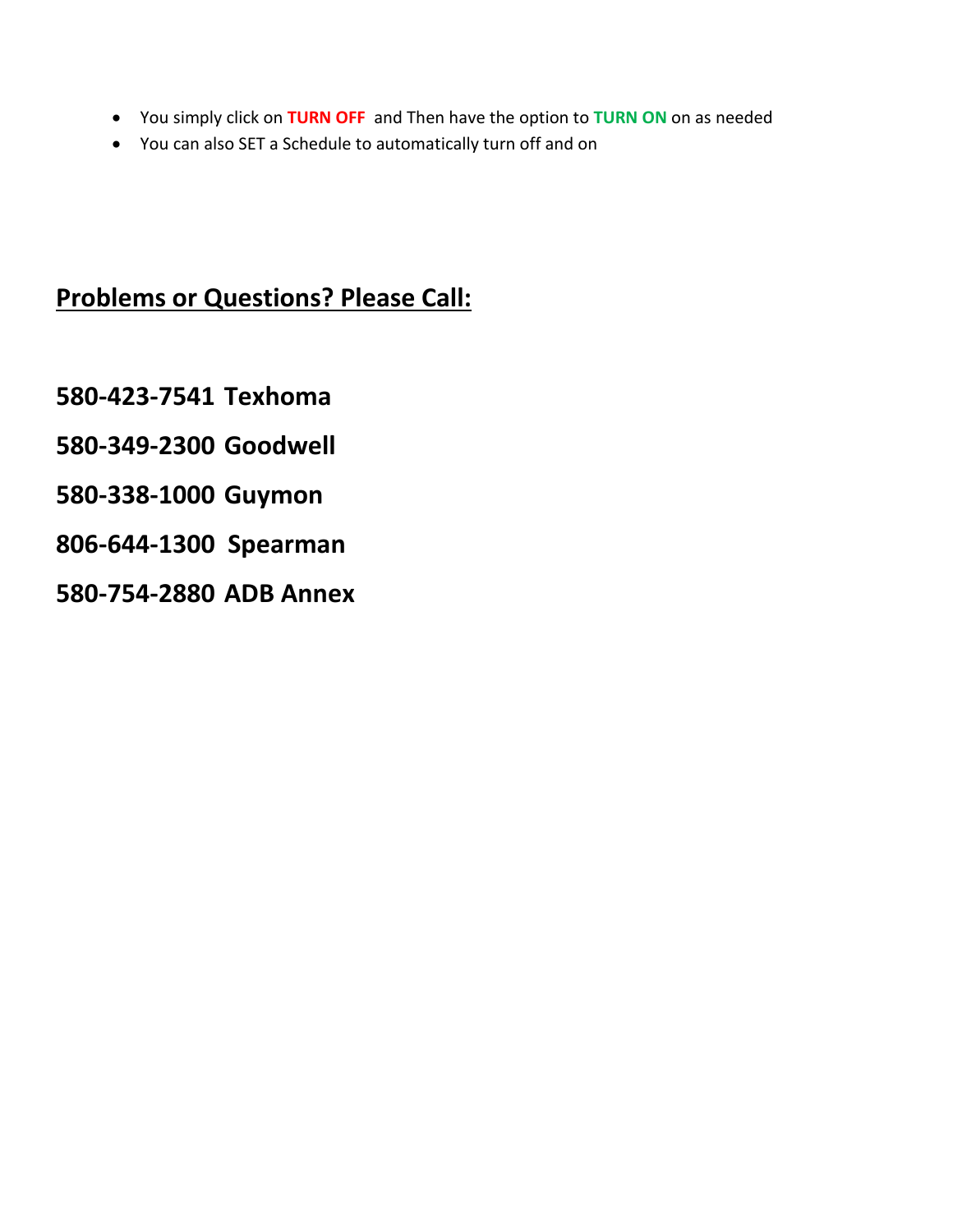- You simply click on **TURN OFF** and Then have the option to **TURN ON** on as needed
- You can also SET a Schedule to automatically turn off and on

## **Problems or Questions? Please Call:**

**580-423-7541 Texhoma**

**580-349-2300 Goodwell**

**580-338-1000 Guymon**

**806-644-1300 Spearman**

**580-754-2880 ADB Annex**